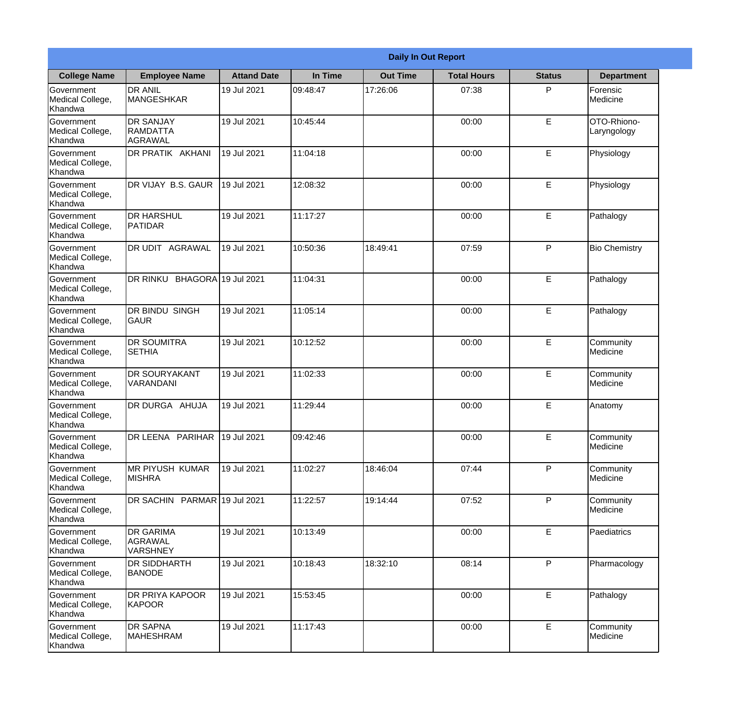| Daily In Out Report | | | | | | | |
|---|---|---|---|---|---|---|---|
| **College Name** | **Employee Name** | **Attand Date** | **In Time** | **Out Time** | **Total Hours** | **Status** | **Department** |
| Government Medical College, Khandwa | DR ANIL MANGESHKAR | 19 Jul 2021 | 09:48:47 | 17:26:06 | 07:38 | P | Forensic Medicine |
| Government Medical College, Khandwa | DR SANJAY RAMDATTA AGRAWAL | 19 Jul 2021 | 10:45:44 | | 00:00 | E | OTO-Rhiono-Laryngology |
| Government Medical College, Khandwa | DR PRATIK AKHANI | 19 Jul 2021 | 11:04:18 | | 00:00 | E | Physiology |
| Government Medical College, Khandwa | DR VIJAY B.S. GAUR | 19 Jul 2021 | 12:08:32 | | 00:00 | E | Physiology |
| Government Medical College, Khandwa | DR HARSHUL PATIDAR | 19 Jul 2021 | 11:17:27 | | 00:00 | E | Pathalogy |
| Government Medical College, Khandwa | DR UDIT AGRAWAL | 19 Jul 2021 | 10:50:36 | 18:49:41 | 07:59 | P | Bio Chemistry |
| Government Medical College, Khandwa | DR RINKU BHAGORA | 19 Jul 2021 | 11:04:31 | | 00:00 | E | Pathalogy |
| Government Medical College, Khandwa | DR BINDU SINGH GAUR | 19 Jul 2021 | 11:05:14 | | 00:00 | E | Pathalogy |
| Government Medical College, Khandwa | DR SOUMITRA SETHIA | 19 Jul 2021 | 10:12:52 | | 00:00 | E | Community Medicine |
| Government Medical College, Khandwa | DR SOURYAKANT VARANDANI | 19 Jul 2021 | 11:02:33 | | 00:00 | E | Community Medicine |
| Government Medical College, Khandwa | DR DURGA AHUJA | 19 Jul 2021 | 11:29:44 | | 00:00 | E | Anatomy |
| Government Medical College, Khandwa | DR LEENA PARIHAR | 19 Jul 2021 | 09:42:46 | | 00:00 | E | Community Medicine |
| Government Medical College, Khandwa | MR PIYUSH KUMAR MISHRA | 19 Jul 2021 | 11:02:27 | 18:46:04 | 07:44 | P | Community Medicine |
| Government Medical College, Khandwa | DR SACHIN PARMAR | 19 Jul 2021 | 11:22:57 | 19:14:44 | 07:52 | P | Community Medicine |
| Government Medical College, Khandwa | DR GARIMA AGRAWAL VARSHNEY | 19 Jul 2021 | 10:13:49 | | 00:00 | E | Paediatrics |
| Government Medical College, Khandwa | DR SIDDHARTH BANODE | 19 Jul 2021 | 10:18:43 | 18:32:10 | 08:14 | P | Pharmacology |
| Government Medical College, Khandwa | DR PRIYA KAPOOR KAPOOR | 19 Jul 2021 | 15:53:45 | | 00:00 | E | Pathalogy |
| Government Medical College, Khandwa | DR SAPNA MAHESHRAM | 19 Jul 2021 | 11:17:43 | | 00:00 | E | Community Medicine |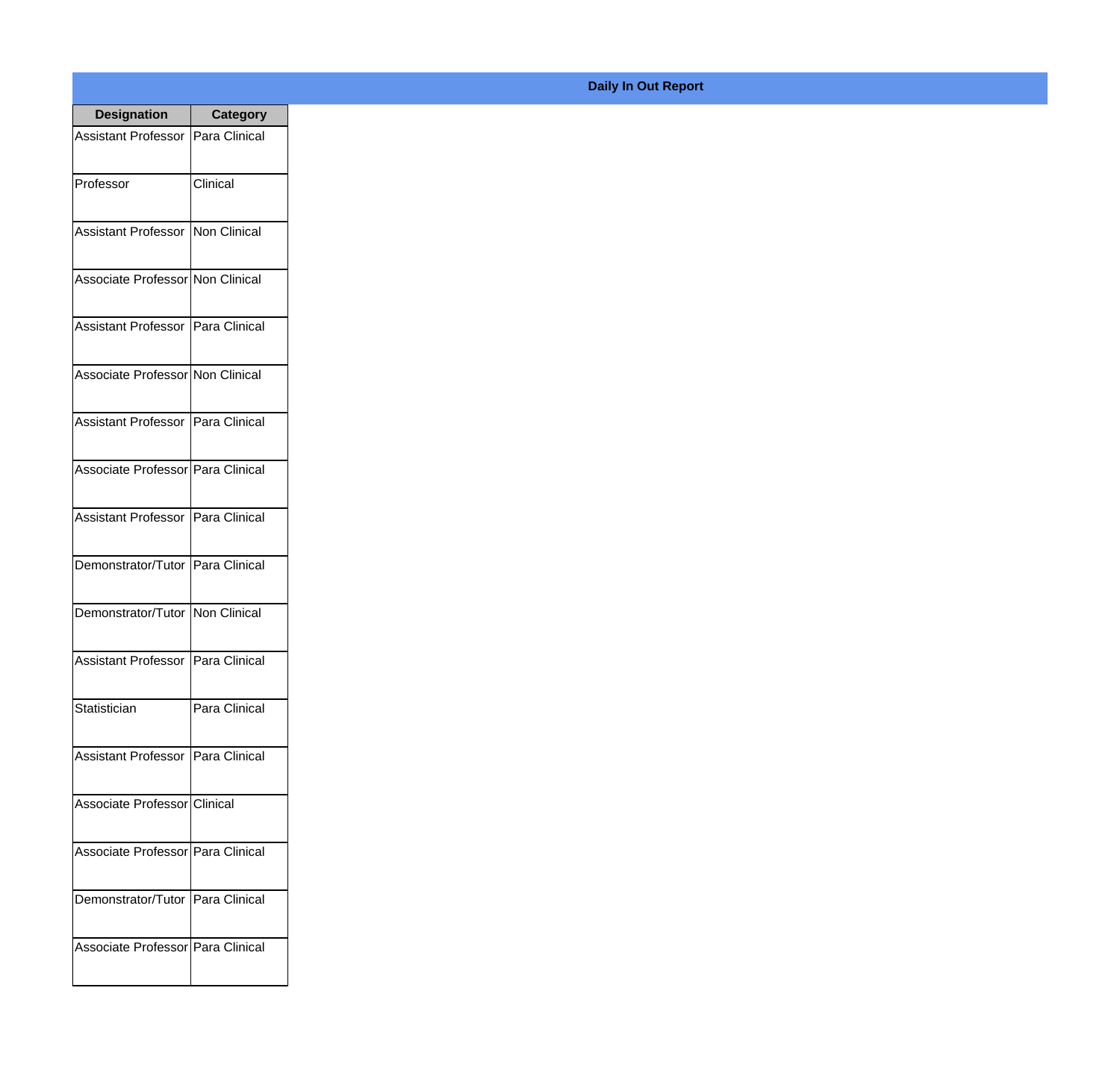**Daily In Out Report**

| Designation | Category |
| --- | --- |
| Assistant Professor | Para Clinical |
| Professor | Clinical |
| Assistant Professor | Non Clinical |
| Associate Professor | Non Clinical |
| Assistant Professor | Para Clinical |
| Associate Professor | Non Clinical |
| Assistant Professor | Para Clinical |
| Associate Professor | Para Clinical |
| Assistant Professor | Para Clinical |
| Demonstrator/Tutor | Para Clinical |
| Demonstrator/Tutor | Non Clinical |
| Assistant Professor | Para Clinical |
| Statistician | Para Clinical |
| Assistant Professor | Para Clinical |
| Associate Professor | Clinical |
| Associate Professor | Para Clinical |
| Demonstrator/Tutor | Para Clinical |
| Associate Professor | Para Clinical |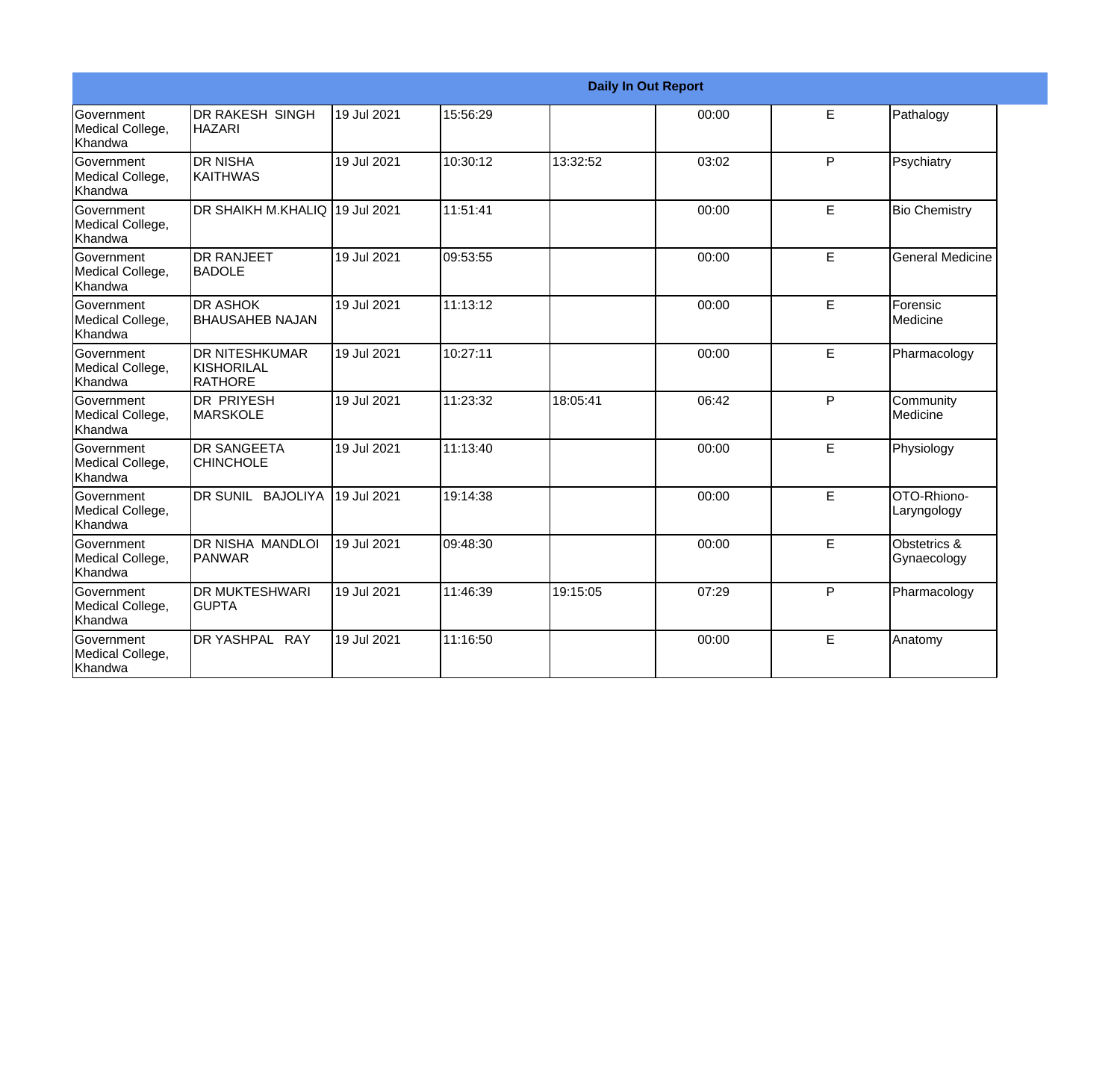| Daily In Out Report | | | | | | | |
|---|---|---|---|---|---|---|---|
| Government Medical College, Khandwa | DR RAKESH SINGH HAZARI | 19 Jul 2021 | 15:56:29 | | 00:00 | E | Pathalogy |
| Government Medical College, Khandwa | DR NISHA KAITHWAS | 19 Jul 2021 | 10:30:12 | 13:32:52 | 03:02 | P | Psychiatry |
| Government Medical College, Khandwa | DR SHAIKH M.KHALIQ | 19 Jul 2021 | 11:51:41 | | 00:00 | E | Bio Chemistry |
| Government Medical College, Khandwa | DR RANJEET BADOLE | 19 Jul 2021 | 09:53:55 | | 00:00 | E | General Medicine |
| Government Medical College, Khandwa | DR ASHOK BHAUSAHEB NAJAN | 19 Jul 2021 | 11:13:12 | | 00:00 | E | Forensic Medicine |
| Government Medical College, Khandwa | DR NITESHKUMAR KISHORILAL RATHORE | 19 Jul 2021 | 10:27:11 | | 00:00 | E | Pharmacology |
| Government Medical College, Khandwa | DR PRIYESH MARSKOLE | 19 Jul 2021 | 11:23:32 | 18:05:41 | 06:42 | P | Community Medicine |
| Government Medical College, Khandwa | DR SANGEETA CHINCHOLE | 19 Jul 2021 | 11:13:40 | | 00:00 | E | Physiology |
| Government Medical College, Khandwa | DR SUNIL BAJOLIYA | 19 Jul 2021 | 19:14:38 | | 00:00 | E | OTO-Rhiono-Laryngology |
| Government Medical College, Khandwa | DR NISHA MANDLOI PANWAR | 19 Jul 2021 | 09:48:30 | | 00:00 | E | Obstetrics & Gynaecology |
| Government Medical College, Khandwa | DR MUKTESHWARI GUPTA | 19 Jul 2021 | 11:46:39 | 19:15:05 | 07:29 | P | Pharmacology |
| Government Medical College, Khandwa | DR YASHPAL RAY | 19 Jul 2021 | 11:16:50 | | 00:00 | E | Anatomy |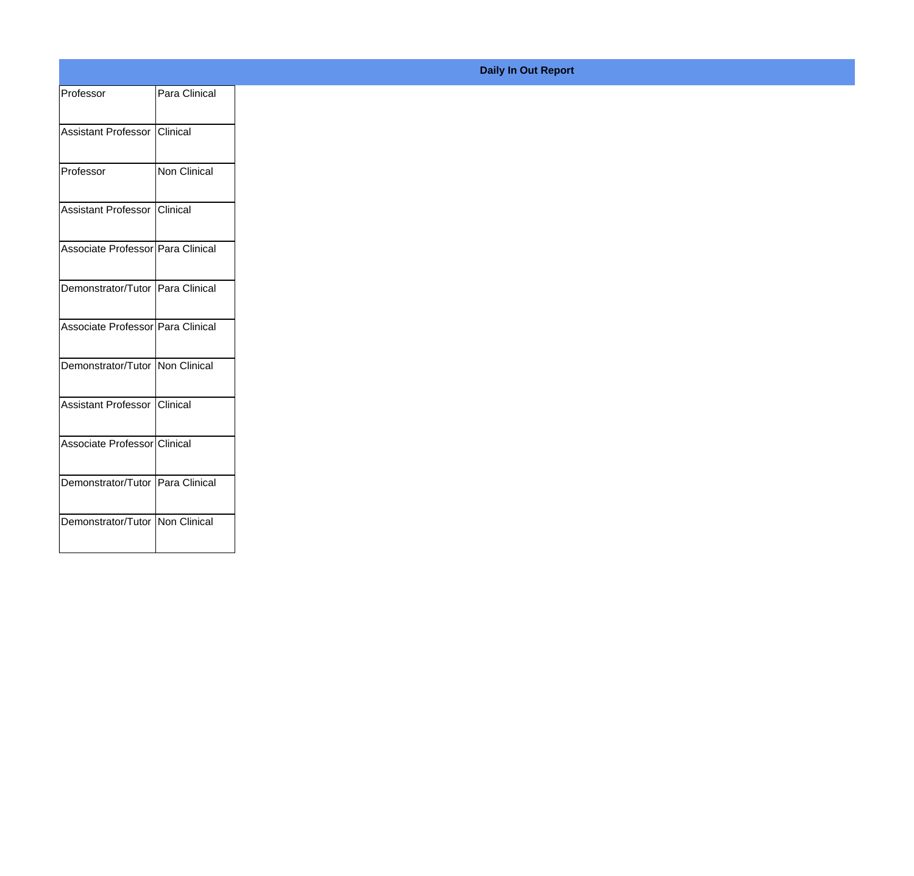**Daily In Out Report**

| | |
|---|---|
| Professor | Para Clinical |
| Assistant Professor | Clinical |
| Professor | Non Clinical |
| Assistant Professor | Clinical |
| Associate Professor | Para Clinical |
| Demonstrator/Tutor | Para Clinical |
| Associate Professor | Para Clinical |
| Demonstrator/Tutor | Non Clinical |
| Assistant Professor | Clinical |
| Associate Professor | Clinical |
| Demonstrator/Tutor | Para Clinical |
| Demonstrator/Tutor | Non Clinical |